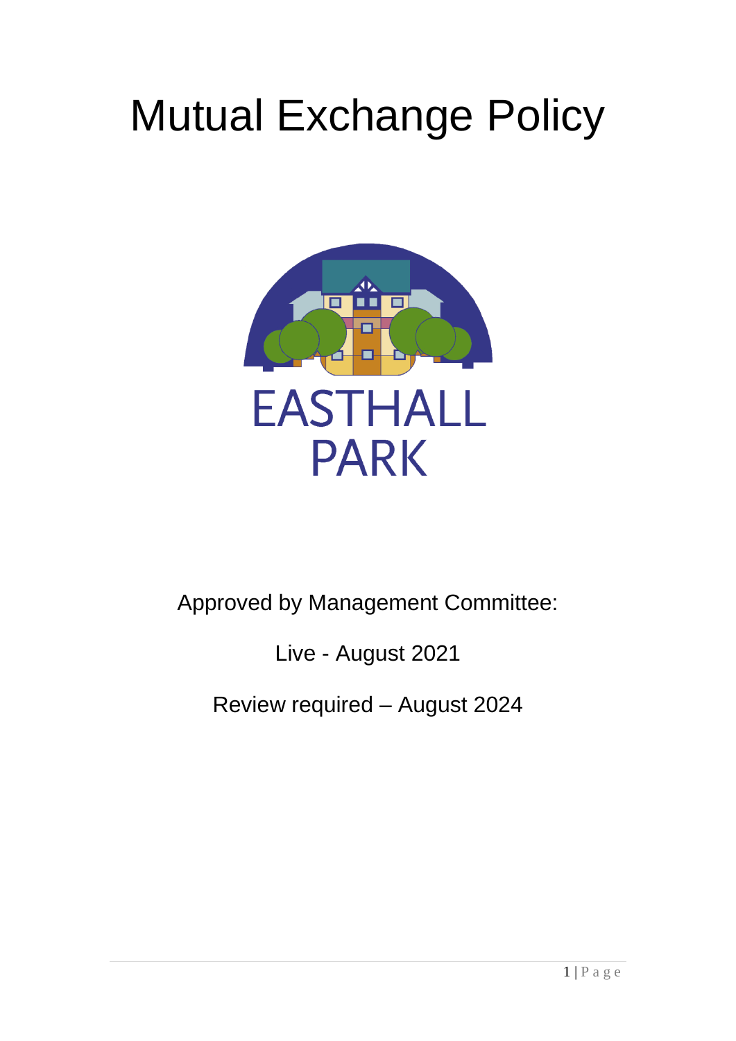# Mutual Exchange Policy

EASTHALL PARK

Approved by Management Committee:

Live - August 2021

Review required – August 2024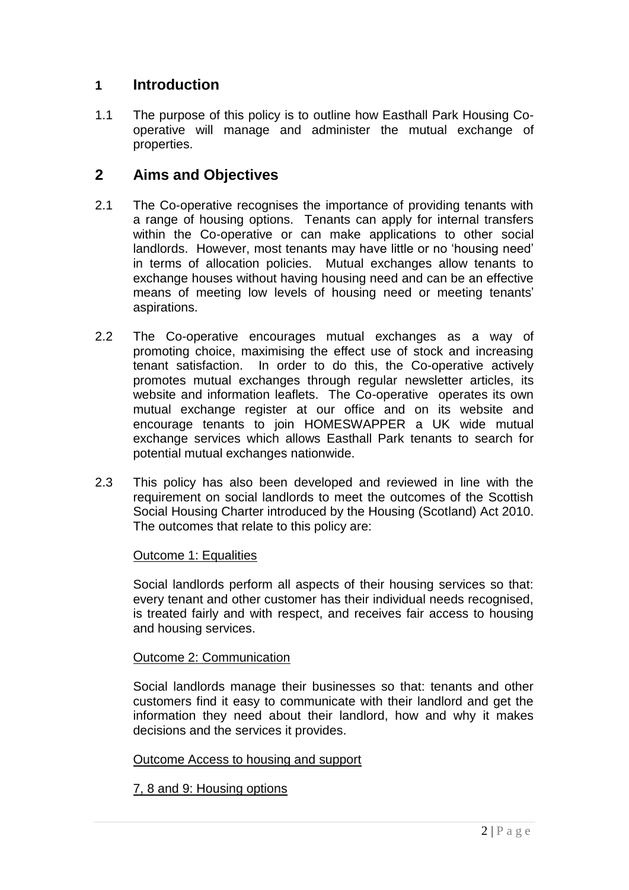## 1 Introduction

1.1 The purpose of this policy is to outline how Easthall Park Housing Co-operative will manage and administer the mutual exchange of properties.

## 2 Aims and Objectives

2.1 The Co-operative recognises the importance of providing tenants with a range of housing options. Tenants can apply for internal transfers within the Co-operative or can make applications to other social landlords. However, most tenants may have little or no 'housing need' in terms of allocation policies. Mutual exchanges allow tenants to exchange houses without having housing need and can be an effective means of meeting low levels of housing need or meeting tenants' aspirations.

2.2 The Co-operative encourages mutual exchanges as a way of promoting choice, maximising the effect use of stock and increasing tenant satisfaction. In order to do this, the Co-operative actively promotes mutual exchanges through regular newsletter articles, its website and information leaflets. The Co-operative operates its own mutual exchange register at our office and on its website and encourage tenants to join HOMESWAPPER a UK wide mutual exchange services which allows Easthall Park tenants to search for potential mutual exchanges nationwide.

2.3 This policy has also been developed and reviewed in line with the requirement on social landlords to meet the outcomes of the Scottish Social Housing Charter introduced by the Housing (Scotland) Act 2010. The outcomes that relate to this policy are:

Outcome 1: Equalities

Social landlords perform all aspects of their housing services so that: every tenant and other customer has their individual needs recognised, is treated fairly and with respect, and receives fair access to housing and housing services.

Outcome 2: Communication

Social landlords manage their businesses so that: tenants and other customers find it easy to communicate with their landlord and get the information they need about their landlord, how and why it makes decisions and the services it provides.

Outcome Access to housing and support

7, 8 and 9: Housing options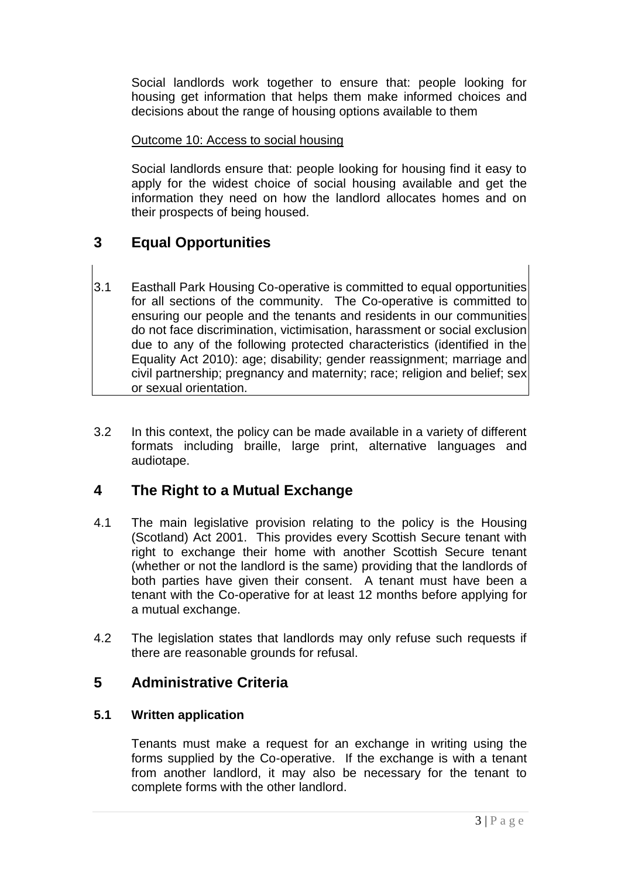Social landlords work together to ensure that: people looking for housing get information that helps them make informed choices and decisions about the range of housing options available to them

Outcome 10: Access to social housing

Social landlords ensure that: people looking for housing find it easy to apply for the widest choice of social housing available and get the information they need on how the landlord allocates homes and on their prospects of being housed.

## 3 Equal Opportunities

3.1 Easthall Park Housing Co-operative is committed to equal opportunities for all sections of the community. The Co-operative is committed to ensuring our people and the tenants and residents in our communities do not face discrimination, victimisation, harassment or social exclusion due to any of the following protected characteristics (identified in the Equality Act 2010): age; disability; gender reassignment; marriage and civil partnership; pregnancy and maternity; race; religion and belief; sex or sexual orientation.

3.2 In this context, the policy can be made available in a variety of different formats including braille, large print, alternative languages and audiotape.

## 4 The Right to a Mutual Exchange

4.1 The main legislative provision relating to the policy is the Housing (Scotland) Act 2001. This provides every Scottish Secure tenant with right to exchange their home with another Scottish Secure tenant (whether or not the landlord is the same) providing that the landlords of both parties have given their consent. A tenant must have been a tenant with the Co-operative for at least 12 months before applying for a mutual exchange.

4.2 The legislation states that landlords may only refuse such requests if there are reasonable grounds for refusal.

## 5 Administrative Criteria

### 5.1 Written application

Tenants must make a request for an exchange in writing using the forms supplied by the Co-operative. If the exchange is with a tenant from another landlord, it may also be necessary for the tenant to complete forms with the other landlord.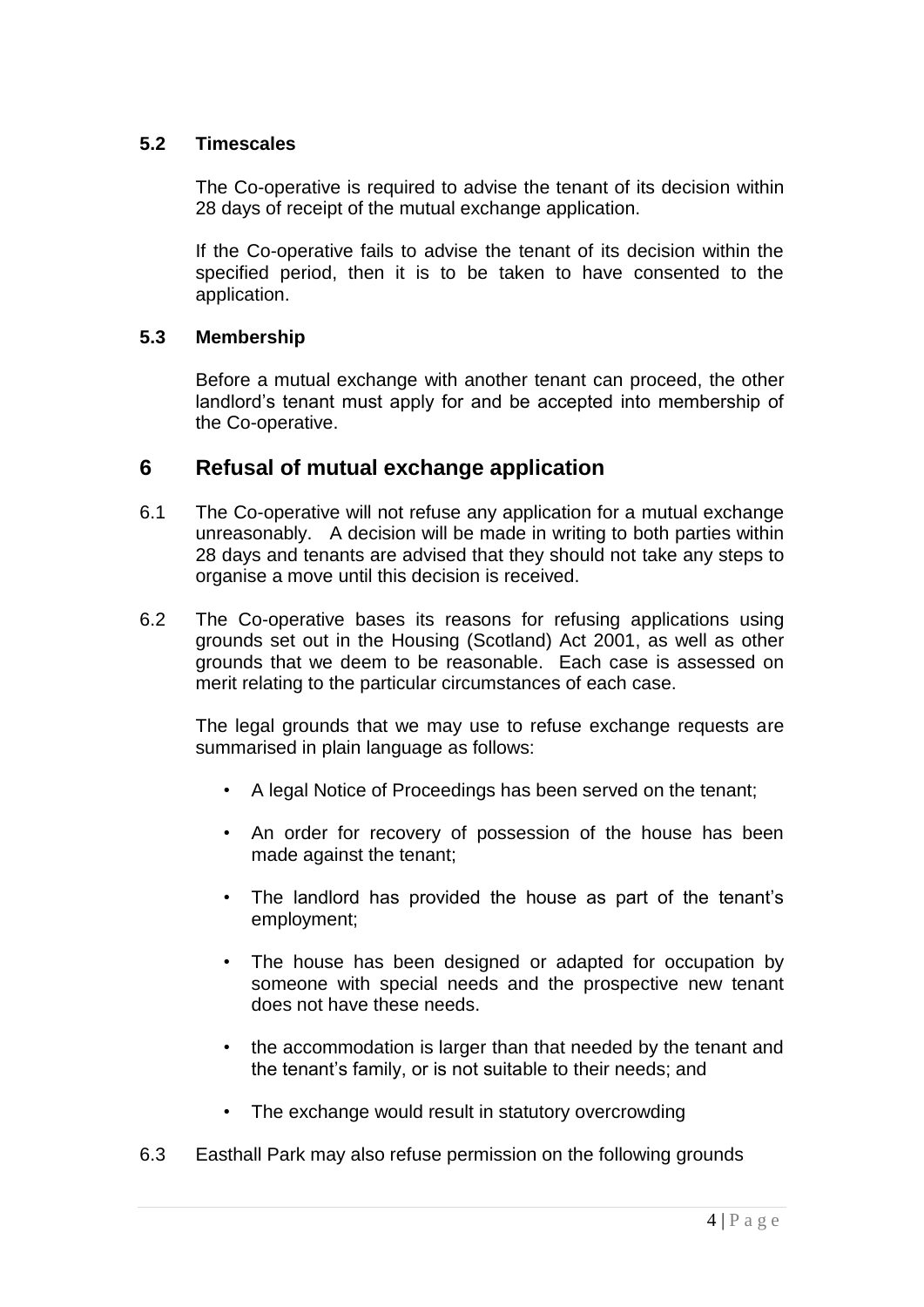### 5.2 Timescales

The Co-operative is required to advise the tenant of its decision within 28 days of receipt of the mutual exchange application.

If the Co-operative fails to advise the tenant of its decision within the specified period, then it is to be taken to have consented to the application.

### 5.3 Membership

Before a mutual exchange with another tenant can proceed, the other landlord's tenant must apply for and be accepted into membership of the Co-operative.

## 6 Refusal of mutual exchange application

6.1 The Co-operative will not refuse any application for a mutual exchange unreasonably. A decision will be made in writing to both parties within 28 days and tenants are advised that they should not take any steps to organise a move until this decision is received.

6.2 The Co-operative bases its reasons for refusing applications using grounds set out in the Housing (Scotland) Act 2001, as well as other grounds that we deem to be reasonable. Each case is assessed on merit relating to the particular circumstances of each case.

The legal grounds that we may use to refuse exchange requests are summarised in plain language as follows:

- A legal Notice of Proceedings has been served on the tenant;
- An order for recovery of possession of the house has been made against the tenant;
- The landlord has provided the house as part of the tenant's employment;
- The house has been designed or adapted for occupation by someone with special needs and the prospective new tenant does not have these needs.
- the accommodation is larger than that needed by the tenant and the tenant's family, or is not suitable to their needs; and
- The exchange would result in statutory overcrowding

6.3 Easthall Park may also refuse permission on the following grounds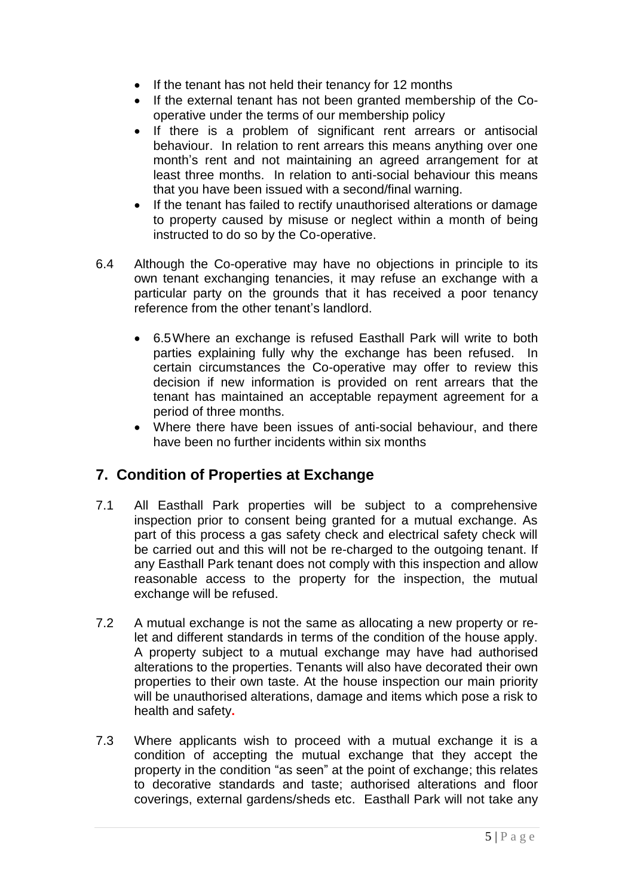- If the tenant has not held their tenancy for 12 months
- If the external tenant has not been granted membership of the Co-operative under the terms of our membership policy
- If there is a problem of significant rent arrears or antisocial behaviour. In relation to rent arrears this means anything over one month's rent and not maintaining an agreed arrangement for at least three months. In relation to anti-social behaviour this means that you have been issued with a second/final warning.
- If the tenant has failed to rectify unauthorised alterations or damage to property caused by misuse or neglect within a month of being instructed to do so by the Co-operative.

6.4 Although the Co-operative may have no objections in principle to its own tenant exchanging tenancies, it may refuse an exchange with a particular party on the grounds that it has received a poor tenancy reference from the other tenant's landlord.

- 6.5 Where an exchange is refused Easthall Park will write to both parties explaining fully why the exchange has been refused. In certain circumstances the Co-operative may offer to review this decision if new information is provided on rent arrears that the tenant has maintained an acceptable repayment agreement for a period of three months.
- Where there have been issues of anti-social behaviour, and there have been no further incidents within six months

## 7. Condition of Properties at Exchange

7.1 All Easthall Park properties will be subject to a comprehensive inspection prior to consent being granted for a mutual exchange. As part of this process a gas safety check and electrical safety check will be carried out and this will not be re-charged to the outgoing tenant. If any Easthall Park tenant does not comply with this inspection and allow reasonable access to the property for the inspection, the mutual exchange will be refused.

7.2 A mutual exchange is not the same as allocating a new property or re-let and different standards in terms of the condition of the house apply. A property subject to a mutual exchange may have had authorised alterations to the properties. Tenants will also have decorated their own properties to their own taste. At the house inspection our main priority will be unauthorised alterations, damage and items which pose a risk to health and safety.

7.3 Where applicants wish to proceed with a mutual exchange it is a condition of accepting the mutual exchange that they accept the property in the condition "as seen" at the point of exchange; this relates to decorative standards and taste; authorised alterations and floor coverings, external gardens/sheds etc. Easthall Park will not take any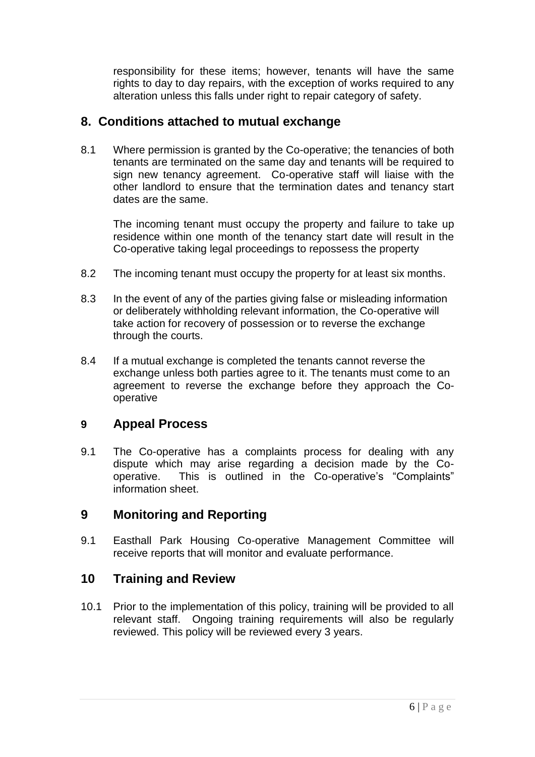responsibility for these items; however, tenants will have the same rights to day to day repairs, with the exception of works required to any alteration unless this falls under right to repair category of safety.

## 8. Conditions attached to mutual exchange

8.1 Where permission is granted by the Co-operative; the tenancies of both tenants are terminated on the same day and tenants will be required to sign new tenancy agreement. Co-operative staff will liaise with the other landlord to ensure that the termination dates and tenancy start dates are the same.

The incoming tenant must occupy the property and failure to take up residence within one month of the tenancy start date will result in the Co-operative taking legal proceedings to repossess the property

8.2 The incoming tenant must occupy the property for at least six months.

8.3 In the event of any of the parties giving false or misleading information or deliberately withholding relevant information, the Co-operative will take action for recovery of possession or to reverse the exchange through the courts.

8.4 If a mutual exchange is completed the tenants cannot reverse the exchange unless both parties agree to it. The tenants must come to an agreement to reverse the exchange before they approach the Co-operative

## 9 Appeal Process

9.1 The Co-operative has a complaints process for dealing with any dispute which may arise regarding a decision made by the Co-operative. This is outlined in the Co-operative's "Complaints" information sheet.

## 9 Monitoring and Reporting

9.1 Easthall Park Housing Co-operative Management Committee will receive reports that will monitor and evaluate performance.

## 10 Training and Review

10.1 Prior to the implementation of this policy, training will be provided to all relevant staff. Ongoing training requirements will also be regularly reviewed. This policy will be reviewed every 3 years.